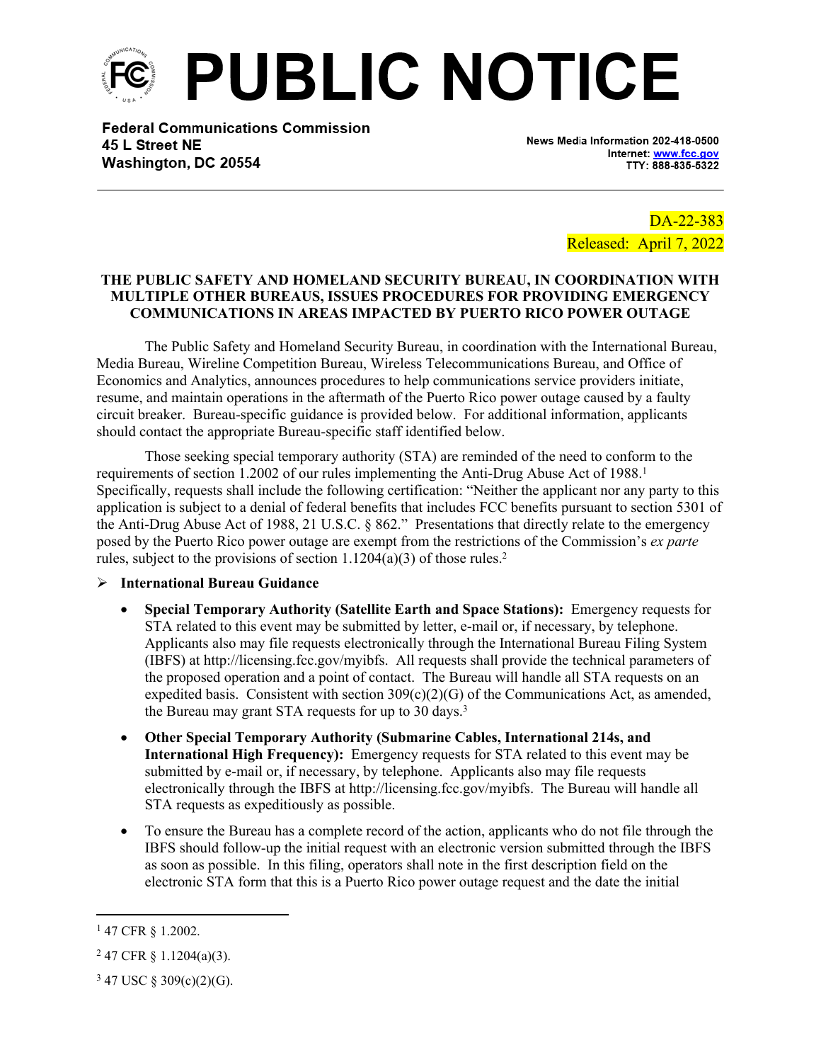# PUBLIC NOTICE

**Federal Communications Commission**
**45 L Street NE**
**Washington, DC 20554**

News Media Information 202-418-0500
Internet: www.fcc.gov
TTY: 888-835-5322

DA-22-383
Released: April 7, 2022

**THE PUBLIC SAFETY AND HOMELAND SECURITY BUREAU, IN COORDINATION WITH MULTIPLE OTHER BUREAUS, ISSUES PROCEDURES FOR PROVIDING EMERGENCY COMMUNICATIONS IN AREAS IMPACTED BY PUERTO RICO POWER OUTAGE**

The Public Safety and Homeland Security Bureau, in coordination with the International Bureau, Media Bureau, Wireline Competition Bureau, Wireless Telecommunications Bureau, and Office of Economics and Analytics, announces procedures to help communications service providers initiate, resume, and maintain operations in the aftermath of the Puerto Rico power outage caused by a faulty circuit breaker. Bureau-specific guidance is provided below. For additional information, applicants should contact the appropriate Bureau-specific staff identified below.

Those seeking special temporary authority (STA) are reminded of the need to conform to the requirements of section 1.2002 of our rules implementing the Anti-Drug Abuse Act of 1988.[1] Specifically, requests shall include the following certification: "Neither the applicant nor any party to this application is subject to a denial of federal benefits that includes FCC benefits pursuant to section 5301 of the Anti-Drug Abuse Act of 1988, 21 U.S.C. § 862." Presentations that directly relate to the emergency posed by the Puerto Rico power outage are exempt from the restrictions of the Commission's *ex parte* rules, subject to the provisions of section 1.1204(a)(3) of those rules.[2]

- **International Bureau Guidance**
  - **Special Temporary Authority (Satellite Earth and Space Stations):** Emergency requests for STA related to this event may be submitted by letter, e-mail or, if necessary, by telephone. Applicants also may file requests electronically through the International Bureau Filing System (IBFS) at http://licensing.fcc.gov/myibfs. All requests shall provide the technical parameters of the proposed operation and a point of contact. The Bureau will handle all STA requests on an expedited basis. Consistent with section 309(c)(2)(G) of the Communications Act, as amended, the Bureau may grant STA requests for up to 30 days.[3]
  - **Other Special Temporary Authority (Submarine Cables, International 214s, and International High Frequency):** Emergency requests for STA related to this event may be submitted by e-mail or, if necessary, by telephone. Applicants also may file requests electronically through the IBFS at http://licensing.fcc.gov/myibfs. The Bureau will handle all STA requests as expeditiously as possible.
  - To ensure the Bureau has a complete record of the action, applicants who do not file through the IBFS should follow-up the initial request with an electronic version submitted through the IBFS as soon as possible. In this filing, operators shall note in the first description field on the electronic STA form that this is a Puerto Rico power outage request and the date the initial

---

[1] 47 CFR § 1.2002.

[2] 47 CFR § 1.1204(a)(3).

[3] 47 USC § 309(c)(2)(G).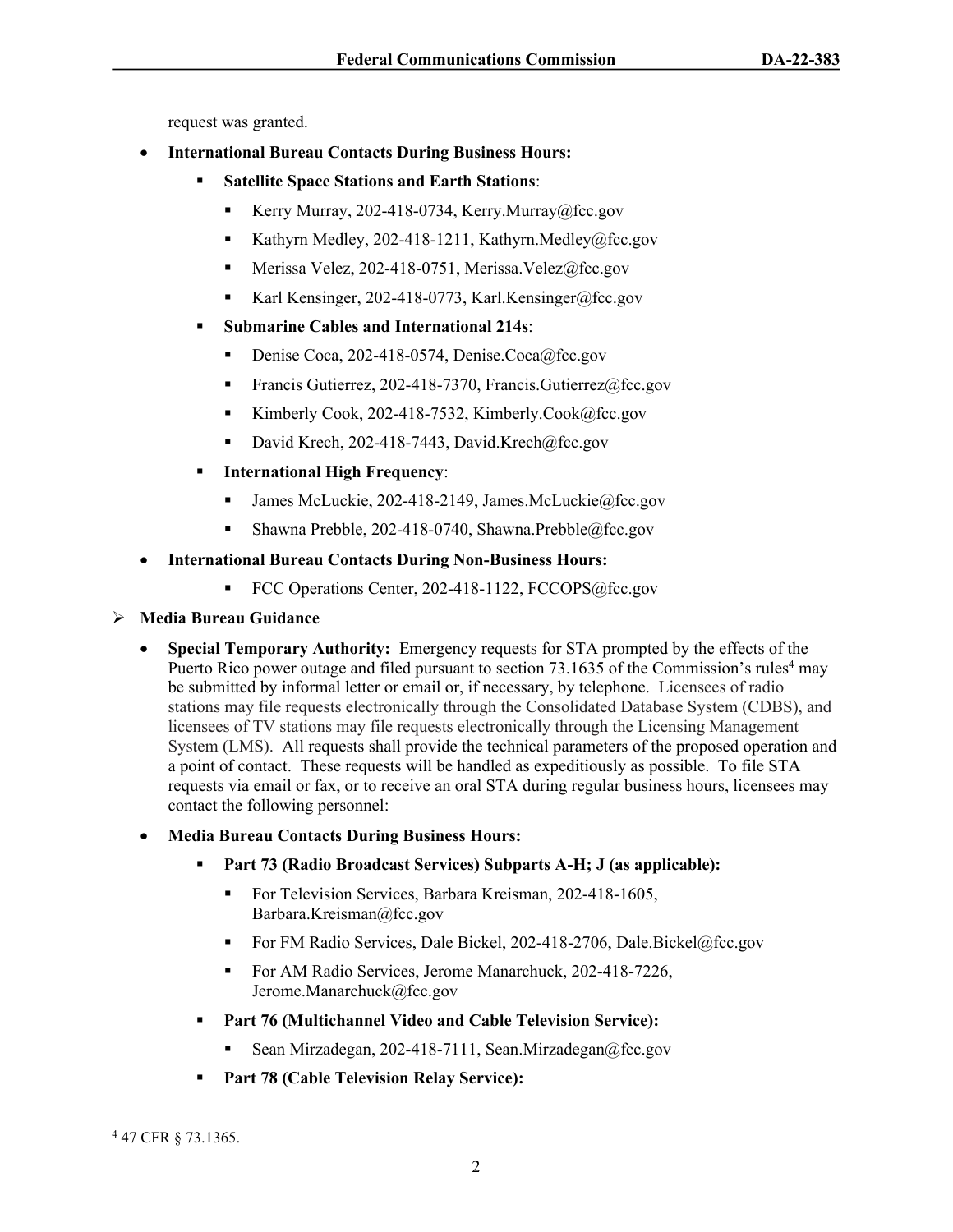request was granted.

- **International Bureau Contacts During Business Hours:**
  - **Satellite Space Stations and Earth Stations**:
    - Kerry Murray, 202-418-0734, Kerry.Murray@fcc.gov
    - Kathyrn Medley, 202-418-1211, Kathyrn.Medley@fcc.gov
    - Merissa Velez, 202-418-0751, Merissa.Velez@fcc.gov
    - Karl Kensinger, 202-418-0773, Karl.Kensinger@fcc.gov
  - **Submarine Cables and International 214s**:
    - Denise Coca, 202-418-0574, Denise.Coca@fcc.gov
    - Francis Gutierrez, 202-418-7370, Francis.Gutierrez@fcc.gov
    - Kimberly Cook, 202-418-7532, Kimberly.Cook@fcc.gov
    - David Krech, 202-418-7443, David.Krech@fcc.gov
  - **International High Frequency**:
    - James McLuckie, 202-418-2149, James.McLuckie@fcc.gov
    - Shawna Prebble, 202-418-0740, Shawna.Prebble@fcc.gov
- **International Bureau Contacts During Non-Business Hours:**
  - FCC Operations Center, 202-418-1122, FCCOPS@fcc.gov

➢ **Media Bureau Guidance**

- **Special Temporary Authority:** Emergency requests for STA prompted by the effects of the Puerto Rico power outage and filed pursuant to section 73.1635 of the Commission's rules[4] may be submitted by informal letter or email or, if necessary, by telephone. Licensees of radio stations may file requests electronically through the Consolidated Database System (CDBS), and licensees of TV stations may file requests electronically through the Licensing Management System (LMS). All requests shall provide the technical parameters of the proposed operation and a point of contact. These requests will be handled as expeditiously as possible. To file STA requests via email or fax, or to receive an oral STA during regular business hours, licensees may contact the following personnel:
- **Media Bureau Contacts During Business Hours:**
  - **Part 73 (Radio Broadcast Services) Subparts A-H; J (as applicable):**
    - For Television Services, Barbara Kreisman, 202-418-1605, Barbara.Kreisman@fcc.gov
    - For FM Radio Services, Dale Bickel, 202-418-2706, Dale.Bickel@fcc.gov
    - For AM Radio Services, Jerome Manarchuck, 202-418-7226, Jerome.Manarchuck@fcc.gov
  - **Part 76 (Multichannel Video and Cable Television Service):**
    - Sean Mirzadegan, 202-418-7111, Sean.Mirzadegan@fcc.gov
  - **Part 78 (Cable Television Relay Service):**

[4] 47 CFR § 73.1365.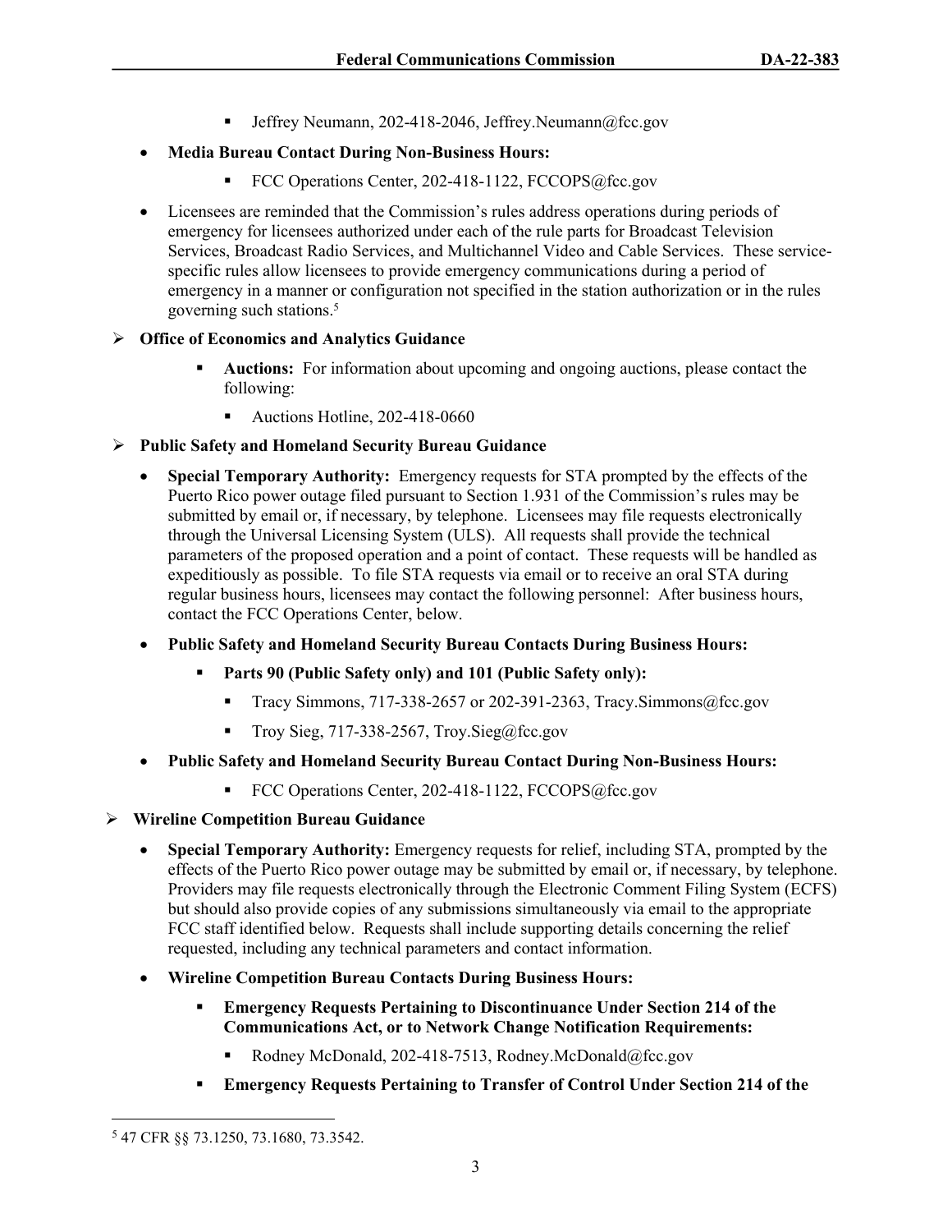- Jeffrey Neumann, 202-418-2046, Jeffrey.Neumann@fcc.gov

- **Media Bureau Contact During Non-Business Hours:**
  - FCC Operations Center, 202-418-1122, FCCOPS@fcc.gov

- Licensees are reminded that the Commission's rules address operations during periods of emergency for licensees authorized under each of the rule parts for Broadcast Television Services, Broadcast Radio Services, and Multichannel Video and Cable Services. These service-specific rules allow licensees to provide emergency communications during a period of emergency in a manner or configuration not specified in the station authorization or in the rules governing such stations.[5]

## Office of Economics and Analytics Guidance

- **Auctions:** For information about upcoming and ongoing auctions, please contact the following:
  - Auctions Hotline, 202-418-0660

## Public Safety and Homeland Security Bureau Guidance

- **Special Temporary Authority:** Emergency requests for STA prompted by the effects of the Puerto Rico power outage filed pursuant to Section 1.931 of the Commission's rules may be submitted by email or, if necessary, by telephone. Licensees may file requests electronically through the Universal Licensing System (ULS). All requests shall provide the technical parameters of the proposed operation and a point of contact. These requests will be handled as expeditiously as possible. To file STA requests via email or to receive an oral STA during regular business hours, licensees may contact the following personnel: After business hours, contact the FCC Operations Center, below.

- **Public Safety and Homeland Security Bureau Contacts During Business Hours:**
  - **Parts 90 (Public Safety only) and 101 (Public Safety only):**
    - Tracy Simmons, 717-338-2657 or 202-391-2363, Tracy.Simmons@fcc.gov
    - Troy Sieg, 717-338-2567, Troy.Sieg@fcc.gov

- **Public Safety and Homeland Security Bureau Contact During Non-Business Hours:**
  - FCC Operations Center, 202-418-1122, FCCOPS@fcc.gov

## Wireline Competition Bureau Guidance

- **Special Temporary Authority:** Emergency requests for relief, including STA, prompted by the effects of the Puerto Rico power outage may be submitted by email or, if necessary, by telephone. Providers may file requests electronically through the Electronic Comment Filing System (ECFS) but should also provide copies of any submissions simultaneously via email to the appropriate FCC staff identified below. Requests shall include supporting details concerning the relief requested, including any technical parameters and contact information.

- **Wireline Competition Bureau Contacts During Business Hours:**
  - **Emergency Requests Pertaining to Discontinuance Under Section 214 of the Communications Act, or to Network Change Notification Requirements:**
    - Rodney McDonald, 202-418-7513, Rodney.McDonald@fcc.gov
  - **Emergency Requests Pertaining to Transfer of Control Under Section 214 of the**

---

[5] 47 CFR §§ 73.1250, 73.1680, 73.3542.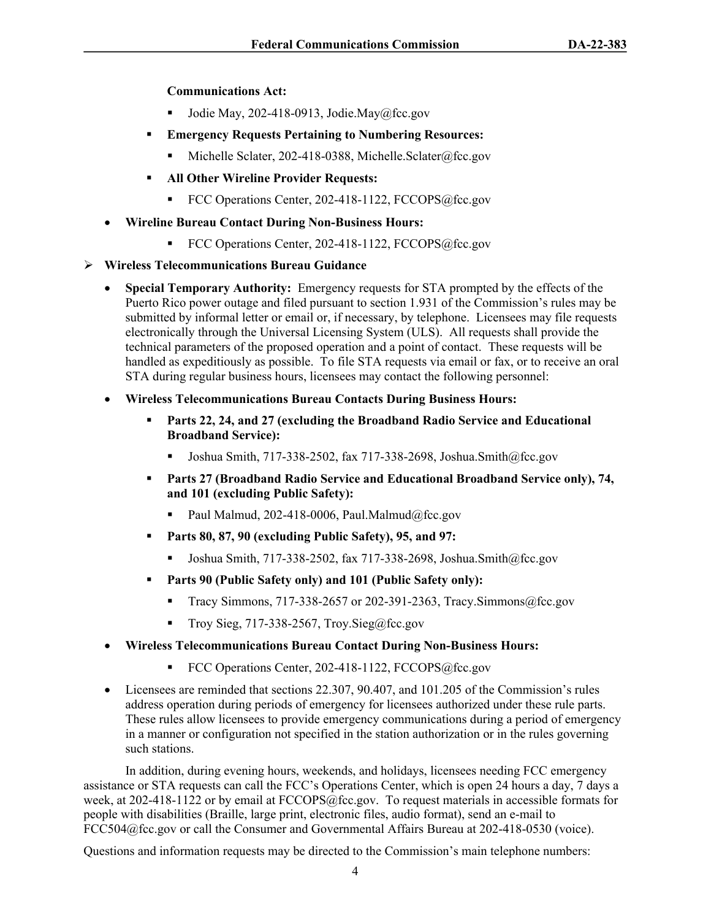**Communications Act:**

    - Jodie May, 202-418-0913, Jodie.May@fcc.gov

  - **Emergency Requests Pertaining to Numbering Resources:**
    - Michelle Sclater, 202-418-0388, Michelle.Sclater@fcc.gov
  - **All Other Wireline Provider Requests:**
    - FCC Operations Center, 202-418-1122, FCCOPS@fcc.gov

- **Wireline Bureau Contact During Non-Business Hours:**
    - FCC Operations Center, 202-418-1122, FCCOPS@fcc.gov

➢ **Wireless Telecommunications Bureau Guidance**

- **Special Temporary Authority:** Emergency requests for STA prompted by the effects of the Puerto Rico power outage and filed pursuant to section 1.931 of the Commission's rules may be submitted by informal letter or email or, if necessary, by telephone. Licensees may file requests electronically through the Universal Licensing System (ULS). All requests shall provide the technical parameters of the proposed operation and a point of contact. These requests will be handled as expeditiously as possible. To file STA requests via email or fax, or to receive an oral STA during regular business hours, licensees may contact the following personnel:
- **Wireless Telecommunications Bureau Contacts During Business Hours:**
  - **Parts 22, 24, and 27 (excluding the Broadband Radio Service and Educational Broadband Service):**
    - Joshua Smith, 717-338-2502, fax 717-338-2698, Joshua.Smith@fcc.gov
  - **Parts 27 (Broadband Radio Service and Educational Broadband Service only), 74, and 101 (excluding Public Safety):**
    - Paul Malmud, 202-418-0006, Paul.Malmud@fcc.gov
  - **Parts 80, 87, 90 (excluding Public Safety), 95, and 97:**
    - Joshua Smith, 717-338-2502, fax 717-338-2698, Joshua.Smith@fcc.gov
  - **Parts 90 (Public Safety only) and 101 (Public Safety only):**
    - Tracy Simmons, 717-338-2657 or 202-391-2363, Tracy.Simmons@fcc.gov
    - Troy Sieg, 717-338-2567, Troy.Sieg@fcc.gov
- **Wireless Telecommunications Bureau Contact During Non-Business Hours:**
    - FCC Operations Center, 202-418-1122, FCCOPS@fcc.gov
- Licensees are reminded that sections 22.307, 90.407, and 101.205 of the Commission's rules address operation during periods of emergency for licensees authorized under these rule parts. These rules allow licensees to provide emergency communications during a period of emergency in a manner or configuration not specified in the station authorization or in the rules governing such stations.

In addition, during evening hours, weekends, and holidays, licensees needing FCC emergency assistance or STA requests can call the FCC's Operations Center, which is open 24 hours a day, 7 days a week, at 202-418-1122 or by email at FCCOPS@fcc.gov. To request materials in accessible formats for people with disabilities (Braille, large print, electronic files, audio format), send an e-mail to FCC504@fcc.gov or call the Consumer and Governmental Affairs Bureau at 202-418-0530 (voice).

Questions and information requests may be directed to the Commission's main telephone numbers: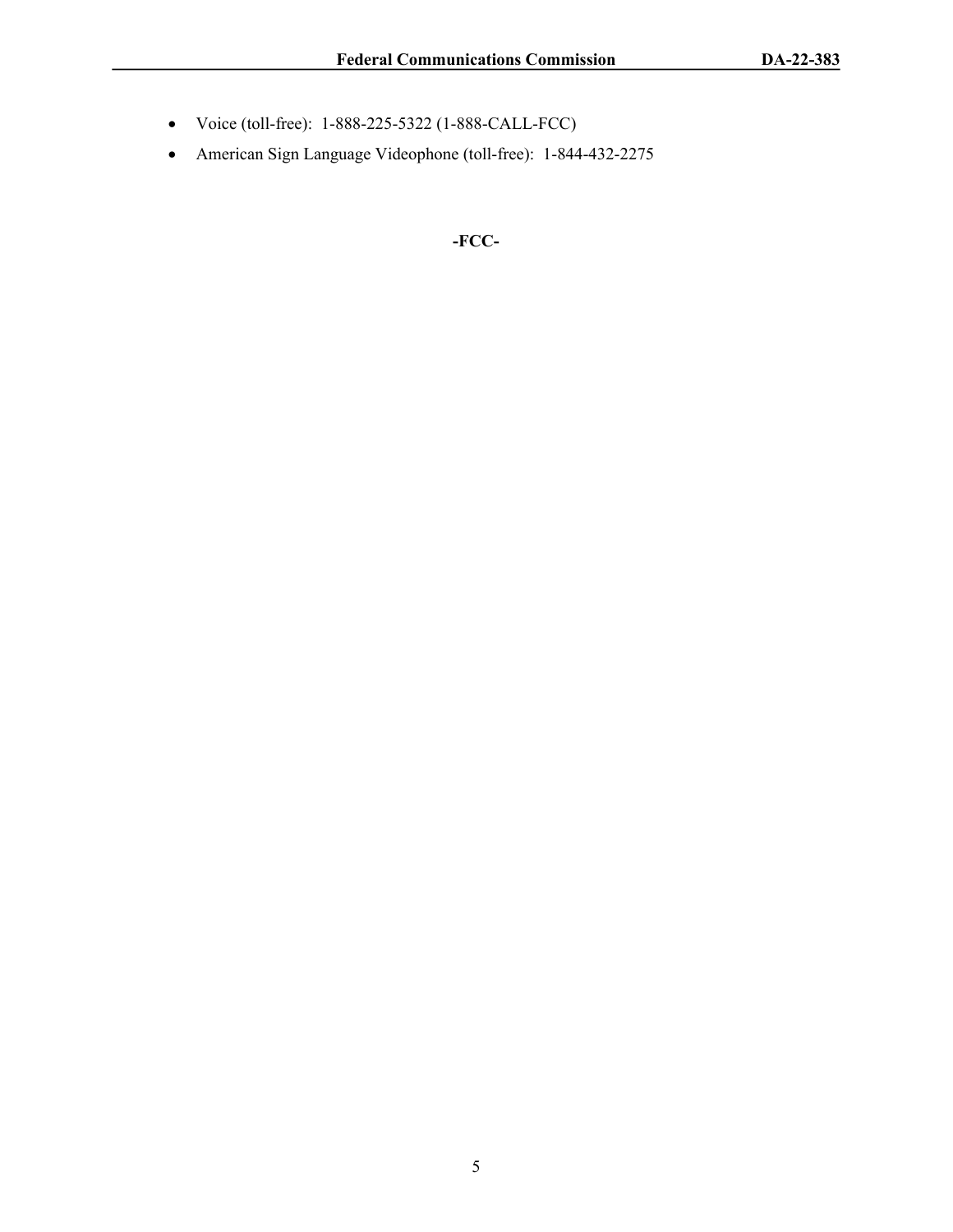- Voice (toll-free): 1-888-225-5322 (1-888-CALL-FCC)
- American Sign Language Videophone (toll-free): 1-844-432-2275

**-FCC-**